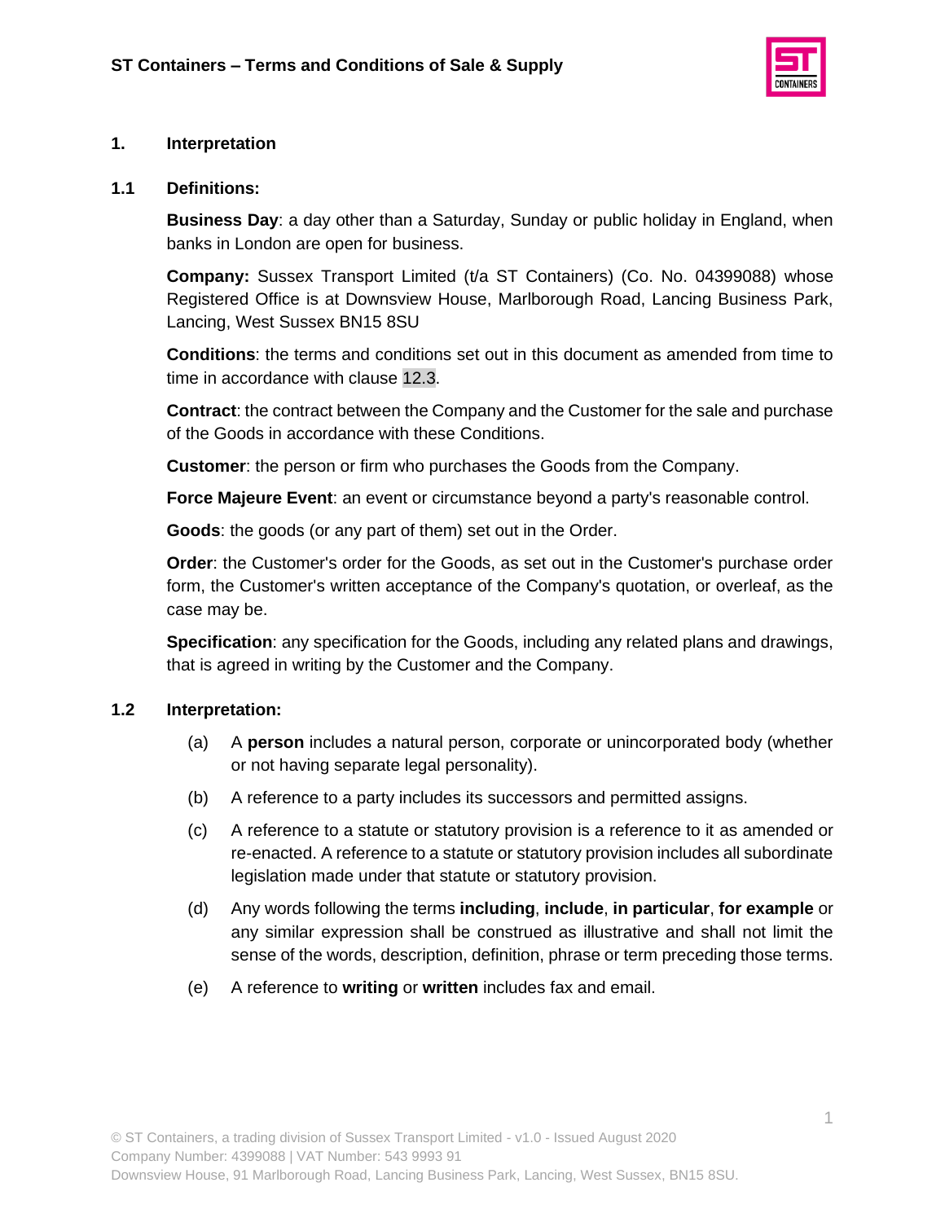# ST Containers – Terms and Conditions of Sale & Supply

## 1. Interpretation

### 1.1 Definitions:

**Business Day**: a day other than a Saturday, Sunday or public holiday in England, when banks in London are open for business.

**Company:** Sussex Transport Limited (t/a ST Containers) (Co. No. 04399088) whose Registered Office is at Downsview House, Marlborough Road, Lancing Business Park, Lancing, West Sussex BN15 8SU

**Conditions**: the terms and conditions set out in this document as amended from time to time in accordance with clause 12.3.

**Contract**: the contract between the Company and the Customer for the sale and purchase of the Goods in accordance with these Conditions.

**Customer**: the person or firm who purchases the Goods from the Company.

**Force Majeure Event**: an event or circumstance beyond a party's reasonable control.

**Goods**: the goods (or any part of them) set out in the Order.

**Order**: the Customer's order for the Goods, as set out in the Customer's purchase order form, the Customer's written acceptance of the Company's quotation, or overleaf, as the case may be.

**Specification**: any specification for the Goods, including any related plans and drawings, that is agreed in writing by the Customer and the Company.

### 1.2 Interpretation:

(a) A **person** includes a natural person, corporate or unincorporated body (whether or not having separate legal personality).

(b) A reference to a party includes its successors and permitted assigns.

(c) A reference to a statute or statutory provision is a reference to it as amended or re-enacted. A reference to a statute or statutory provision includes all subordinate legislation made under that statute or statutory provision.

(d) Any words following the terms **including**, **include**, **in particular**, **for example** or any similar expression shall be construed as illustrative and shall not limit the sense of the words, description, definition, phrase or term preceding those terms.

(e) A reference to **writing** or **written** includes fax and email.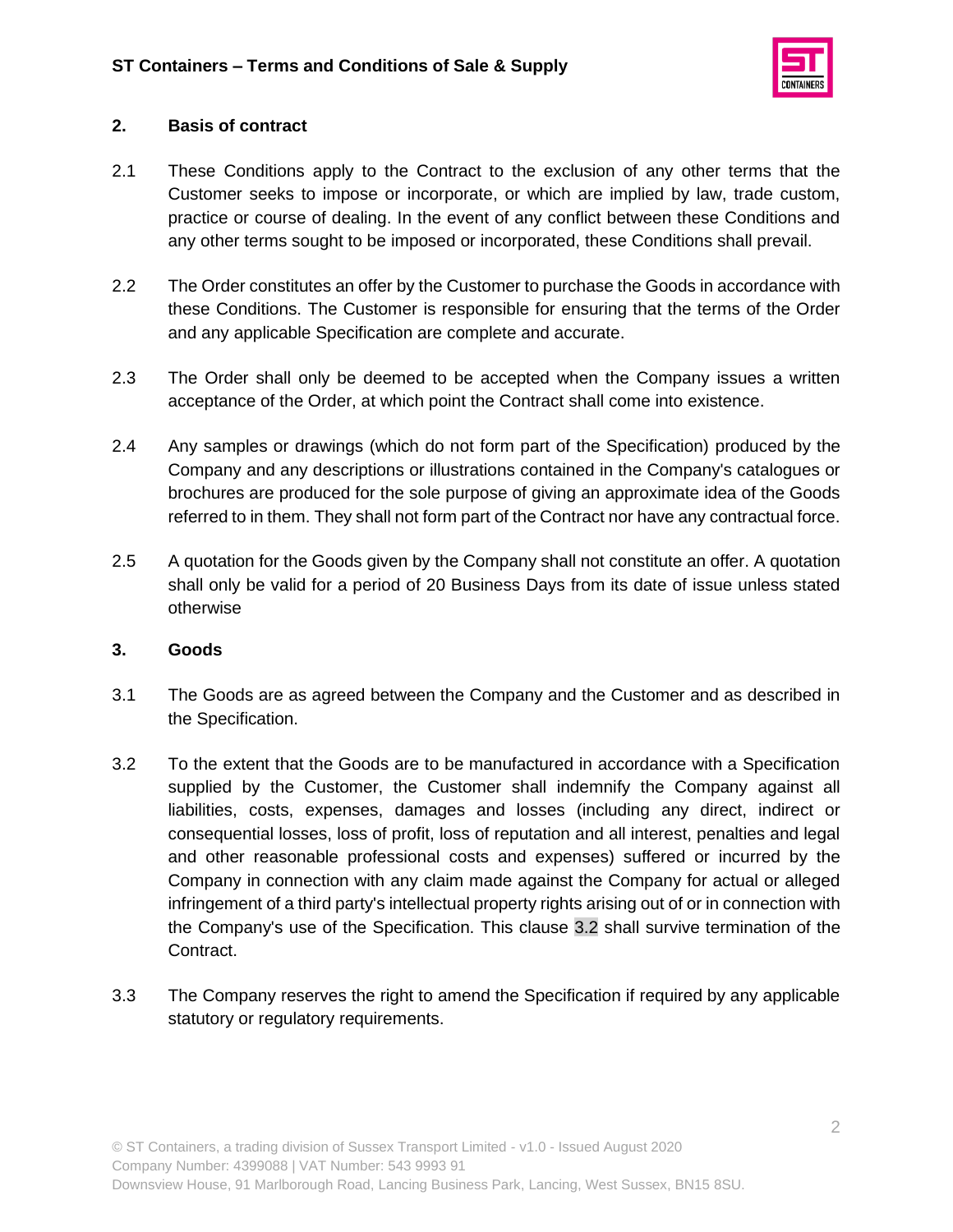## 2. Basis of contract

2.1 These Conditions apply to the Contract to the exclusion of any other terms that the Customer seeks to impose or incorporate, or which are implied by law, trade custom, practice or course of dealing. In the event of any conflict between these Conditions and any other terms sought to be imposed or incorporated, these Conditions shall prevail.

2.2 The Order constitutes an offer by the Customer to purchase the Goods in accordance with these Conditions. The Customer is responsible for ensuring that the terms of the Order and any applicable Specification are complete and accurate.

2.3 The Order shall only be deemed to be accepted when the Company issues a written acceptance of the Order, at which point the Contract shall come into existence.

2.4 Any samples or drawings (which do not form part of the Specification) produced by the Company and any descriptions or illustrations contained in the Company's catalogues or brochures are produced for the sole purpose of giving an approximate idea of the Goods referred to in them. They shall not form part of the Contract nor have any contractual force.

2.5 A quotation for the Goods given by the Company shall not constitute an offer. A quotation shall only be valid for a period of 20 Business Days from its date of issue unless stated otherwise

## 3. Goods

3.1 The Goods are as agreed between the Company and the Customer and as described in the Specification.

3.2 To the extent that the Goods are to be manufactured in accordance with a Specification supplied by the Customer, the Customer shall indemnify the Company against all liabilities, costs, expenses, damages and losses (including any direct, indirect or consequential losses, loss of profit, loss of reputation and all interest, penalties and legal and other reasonable professional costs and expenses) suffered or incurred by the Company in connection with any claim made against the Company for actual or alleged infringement of a third party's intellectual property rights arising out of or in connection with the Company's use of the Specification. This clause 3.2 shall survive termination of the Contract.

3.3 The Company reserves the right to amend the Specification if required by any applicable statutory or regulatory requirements.

© ST Containers, a trading division of Sussex Transport Limited - v1.0 - Issued August 2020
Company Number: 4399088 | VAT Number: 543 9993 91
Downsview House, 91 Marlborough Road, Lancing Business Park, Lancing, West Sussex, BN15 8SU.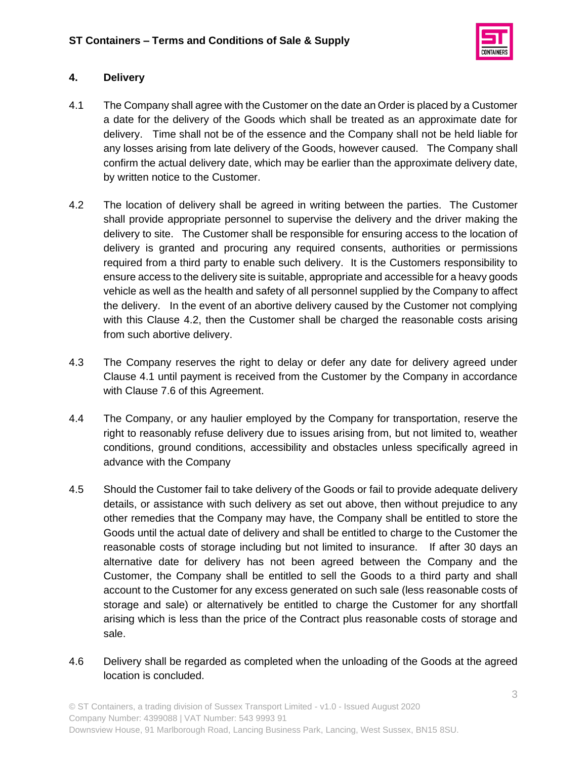## 4. Delivery

4.1 The Company shall agree with the Customer on the date an Order is placed by a Customer a date for the delivery of the Goods which shall be treated as an approximate date for delivery. Time shall not be of the essence and the Company shall not be held liable for any losses arising from late delivery of the Goods, however caused. The Company shall confirm the actual delivery date, which may be earlier than the approximate delivery date, by written notice to the Customer.

4.2 The location of delivery shall be agreed in writing between the parties. The Customer shall provide appropriate personnel to supervise the delivery and the driver making the delivery to site. The Customer shall be responsible for ensuring access to the location of delivery is granted and procuring any required consents, authorities or permissions required from a third party to enable such delivery. It is the Customers responsibility to ensure access to the delivery site is suitable, appropriate and accessible for a heavy goods vehicle as well as the health and safety of all personnel supplied by the Company to affect the delivery. In the event of an abortive delivery caused by the Customer not complying with this Clause 4.2, then the Customer shall be charged the reasonable costs arising from such abortive delivery.

4.3 The Company reserves the right to delay or defer any date for delivery agreed under Clause 4.1 until payment is received from the Customer by the Company in accordance with Clause 7.6 of this Agreement.

4.4 The Company, or any haulier employed by the Company for transportation, reserve the right to reasonably refuse delivery due to issues arising from, but not limited to, weather conditions, ground conditions, accessibility and obstacles unless specifically agreed in advance with the Company

4.5 Should the Customer fail to take delivery of the Goods or fail to provide adequate delivery details, or assistance with such delivery as set out above, then without prejudice to any other remedies that the Company may have, the Company shall be entitled to store the Goods until the actual date of delivery and shall be entitled to charge to the Customer the reasonable costs of storage including but not limited to insurance. If after 30 days an alternative date for delivery has not been agreed between the Company and the Customer, the Company shall be entitled to sell the Goods to a third party and shall account to the Customer for any excess generated on such sale (less reasonable costs of storage and sale) or alternatively be entitled to charge the Customer for any shortfall arising which is less than the price of the Contract plus reasonable costs of storage and sale.

4.6 Delivery shall be regarded as completed when the unloading of the Goods at the agreed location is concluded.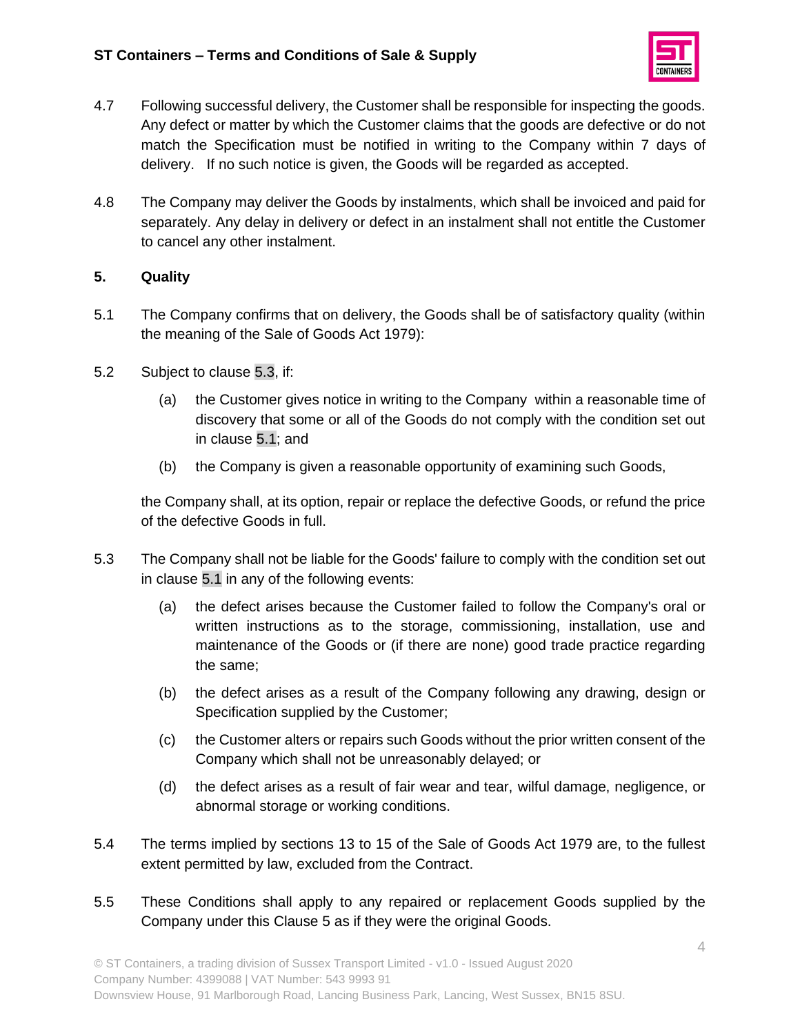4.7 Following successful delivery, the Customer shall be responsible for inspecting the goods. Any defect or matter by which the Customer claims that the goods are defective or do not match the Specification must be notified in writing to the Company within 7 days of delivery. If no such notice is given, the Goods will be regarded as accepted.

4.8 The Company may deliver the Goods by instalments, which shall be invoiced and paid for separately. Any delay in delivery or defect in an instalment shall not entitle the Customer to cancel any other instalment.

## 5. Quality

5.1 The Company confirms that on delivery, the Goods shall be of satisfactory quality (within the meaning of the Sale of Goods Act 1979):

5.2 Subject to clause 5.3, if:

(a) the Customer gives notice in writing to the Company within a reasonable time of discovery that some or all of the Goods do not comply with the condition set out in clause 5.1; and

(b) the Company is given a reasonable opportunity of examining such Goods,

the Company shall, at its option, repair or replace the defective Goods, or refund the price of the defective Goods in full.

5.3 The Company shall not be liable for the Goods' failure to comply with the condition set out in clause 5.1 in any of the following events:

(a) the defect arises because the Customer failed to follow the Company's oral or written instructions as to the storage, commissioning, installation, use and maintenance of the Goods or (if there are none) good trade practice regarding the same;

(b) the defect arises as a result of the Company following any drawing, design or Specification supplied by the Customer;

(c) the Customer alters or repairs such Goods without the prior written consent of the Company which shall not be unreasonably delayed; or

(d) the defect arises as a result of fair wear and tear, wilful damage, negligence, or abnormal storage or working conditions.

5.4 The terms implied by sections 13 to 15 of the Sale of Goods Act 1979 are, to the fullest extent permitted by law, excluded from the Contract.

5.5 These Conditions shall apply to any repaired or replacement Goods supplied by the Company under this Clause 5 as if they were the original Goods.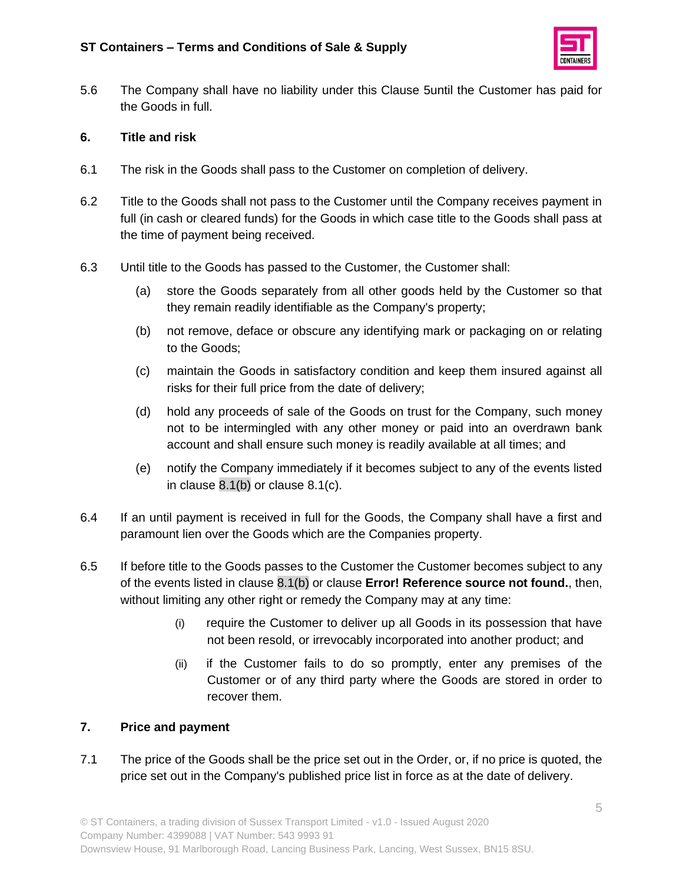5.6 The Company shall have no liability under this Clause 5until the Customer has paid for the Goods in full.

## 6. Title and risk

6.1 The risk in the Goods shall pass to the Customer on completion of delivery.

6.2 Title to the Goods shall not pass to the Customer until the Company receives payment in full (in cash or cleared funds) for the Goods in which case title to the Goods shall pass at the time of payment being received.

6.3 Until title to the Goods has passed to the Customer, the Customer shall:

(a) store the Goods separately from all other goods held by the Customer so that they remain readily identifiable as the Company's property;

(b) not remove, deface or obscure any identifying mark or packaging on or relating to the Goods;

(c) maintain the Goods in satisfactory condition and keep them insured against all risks for their full price from the date of delivery;

(d) hold any proceeds of sale of the Goods on trust for the Company, such money not to be intermingled with any other money or paid into an overdrawn bank account and shall ensure such money is readily available at all times; and

(e) notify the Company immediately if it becomes subject to any of the events listed in clause 8.1(b) or clause 8.1(c).

6.4 If an until payment is received in full for the Goods, the Company shall have a first and paramount lien over the Goods which are the Companies property.

6.5 If before title to the Goods passes to the Customer the Customer becomes subject to any of the events listed in clause 8.1(b) or clause **Error! Reference source not found.**, then, without limiting any other right or remedy the Company may at any time:

(i) require the Customer to deliver up all Goods in its possession that have not been resold, or irrevocably incorporated into another product; and

(ii) if the Customer fails to do so promptly, enter any premises of the Customer or of any third party where the Goods are stored in order to recover them.

## 7. Price and payment

7.1 The price of the Goods shall be the price set out in the Order, or, if no price is quoted, the price set out in the Company's published price list in force as at the date of delivery.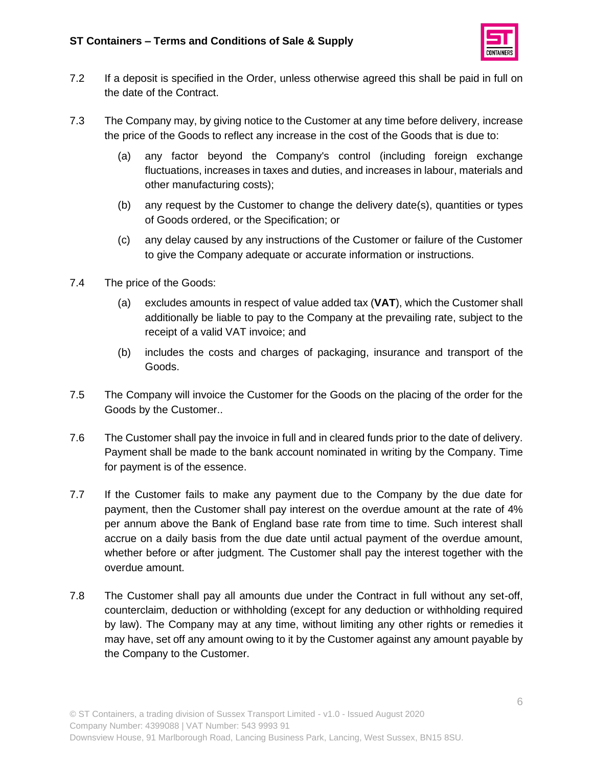7.2 If a deposit is specified in the Order, unless otherwise agreed this shall be paid in full on the date of the Contract.

7.3 The Company may, by giving notice to the Customer at any time before delivery, increase the price of the Goods to reflect any increase in the cost of the Goods that is due to:

(a) any factor beyond the Company's control (including foreign exchange fluctuations, increases in taxes and duties, and increases in labour, materials and other manufacturing costs);

(b) any request by the Customer to change the delivery date(s), quantities or types of Goods ordered, or the Specification; or

(c) any delay caused by any instructions of the Customer or failure of the Customer to give the Company adequate or accurate information or instructions.

7.4 The price of the Goods:

(a) excludes amounts in respect of value added tax (**VAT**), which the Customer shall additionally be liable to pay to the Company at the prevailing rate, subject to the receipt of a valid VAT invoice; and

(b) includes the costs and charges of packaging, insurance and transport of the Goods.

7.5 The Company will invoice the Customer for the Goods on the placing of the order for the Goods by the Customer..

7.6 The Customer shall pay the invoice in full and in cleared funds prior to the date of delivery. Payment shall be made to the bank account nominated in writing by the Company. Time for payment is of the essence.

7.7 If the Customer fails to make any payment due to the Company by the due date for payment, then the Customer shall pay interest on the overdue amount at the rate of 4% per annum above the Bank of England base rate from time to time. Such interest shall accrue on a daily basis from the due date until actual payment of the overdue amount, whether before or after judgment. The Customer shall pay the interest together with the overdue amount.

7.8 The Customer shall pay all amounts due under the Contract in full without any set-off, counterclaim, deduction or withholding (except for any deduction or withholding required by law). The Company may at any time, without limiting any other rights or remedies it may have, set off any amount owing to it by the Customer against any amount payable by the Company to the Customer.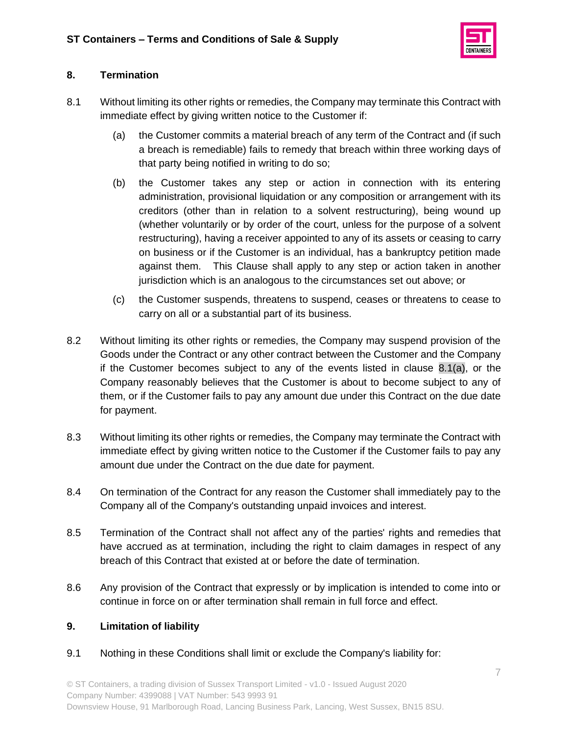## 8. Termination

8.1 Without limiting its other rights or remedies, the Company may terminate this Contract with immediate effect by giving written notice to the Customer if:

(a) the Customer commits a material breach of any term of the Contract and (if such a breach is remediable) fails to remedy that breach within three working days of that party being notified in writing to do so;

(b) the Customer takes any step or action in connection with its entering administration, provisional liquidation or any composition or arrangement with its creditors (other than in relation to a solvent restructuring), being wound up (whether voluntarily or by order of the court, unless for the purpose of a solvent restructuring), having a receiver appointed to any of its assets or ceasing to carry on business or if the Customer is an individual, has a bankruptcy petition made against them. This Clause shall apply to any step or action taken in another jurisdiction which is an analogous to the circumstances set out above; or

(c) the Customer suspends, threatens to suspend, ceases or threatens to cease to carry on all or a substantial part of its business.

8.2 Without limiting its other rights or remedies, the Company may suspend provision of the Goods under the Contract or any other contract between the Customer and the Company if the Customer becomes subject to any of the events listed in clause 8.1(a), or the Company reasonably believes that the Customer is about to become subject to any of them, or if the Customer fails to pay any amount due under this Contract on the due date for payment.

8.3 Without limiting its other rights or remedies, the Company may terminate the Contract with immediate effect by giving written notice to the Customer if the Customer fails to pay any amount due under the Contract on the due date for payment.

8.4 On termination of the Contract for any reason the Customer shall immediately pay to the Company all of the Company's outstanding unpaid invoices and interest.

8.5 Termination of the Contract shall not affect any of the parties' rights and remedies that have accrued as at termination, including the right to claim damages in respect of any breach of this Contract that existed at or before the date of termination.

8.6 Any provision of the Contract that expressly or by implication is intended to come into or continue in force on or after termination shall remain in full force and effect.

## 9. Limitation of liability

9.1 Nothing in these Conditions shall limit or exclude the Company's liability for: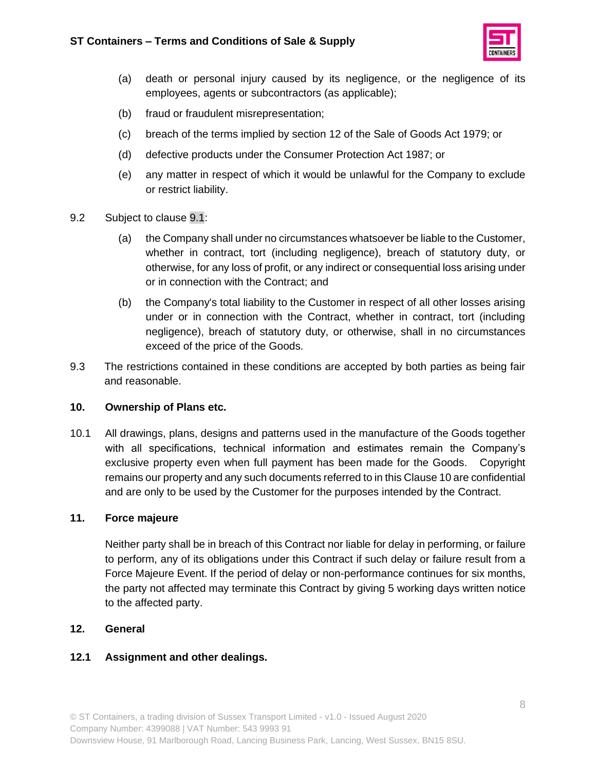(a) death or personal injury caused by its negligence, or the negligence of its employees, agents or subcontractors (as applicable);

(b) fraud or fraudulent misrepresentation;

(c) breach of the terms implied by section 12 of the Sale of Goods Act 1979; or

(d) defective products under the Consumer Protection Act 1987; or

(e) any matter in respect of which it would be unlawful for the Company to exclude or restrict liability.

9.2 Subject to clause 9.1:

(a) the Company shall under no circumstances whatsoever be liable to the Customer, whether in contract, tort (including negligence), breach of statutory duty, or otherwise, for any loss of profit, or any indirect or consequential loss arising under or in connection with the Contract; and

(b) the Company's total liability to the Customer in respect of all other losses arising under or in connection with the Contract, whether in contract, tort (including negligence), breach of statutory duty, or otherwise, shall in no circumstances exceed of the price of the Goods.

9.3 The restrictions contained in these conditions are accepted by both parties as being fair and reasonable.

## 10. Ownership of Plans etc.

10.1 All drawings, plans, designs and patterns used in the manufacture of the Goods together with all specifications, technical information and estimates remain the Company's exclusive property even when full payment has been made for the Goods. Copyright remains our property and any such documents referred to in this Clause 10 are confidential and are only to be used by the Customer for the purposes intended by the Contract.

## 11. Force majeure

Neither party shall be in breach of this Contract nor liable for delay in performing, or failure to perform, any of its obligations under this Contract if such delay or failure result from a Force Majeure Event. If the period of delay or non-performance continues for six months, the party not affected may terminate this Contract by giving 5 working days written notice to the affected party.

## 12. General

### 12.1 Assignment and other dealings.

© ST Containers, a trading division of Sussex Transport Limited - v1.0 - Issued August 2020
Company Number: 4399088 | VAT Number: 543 9993 91
Downsview House, 91 Marlborough Road, Lancing Business Park, Lancing, West Sussex, BN15 8SU.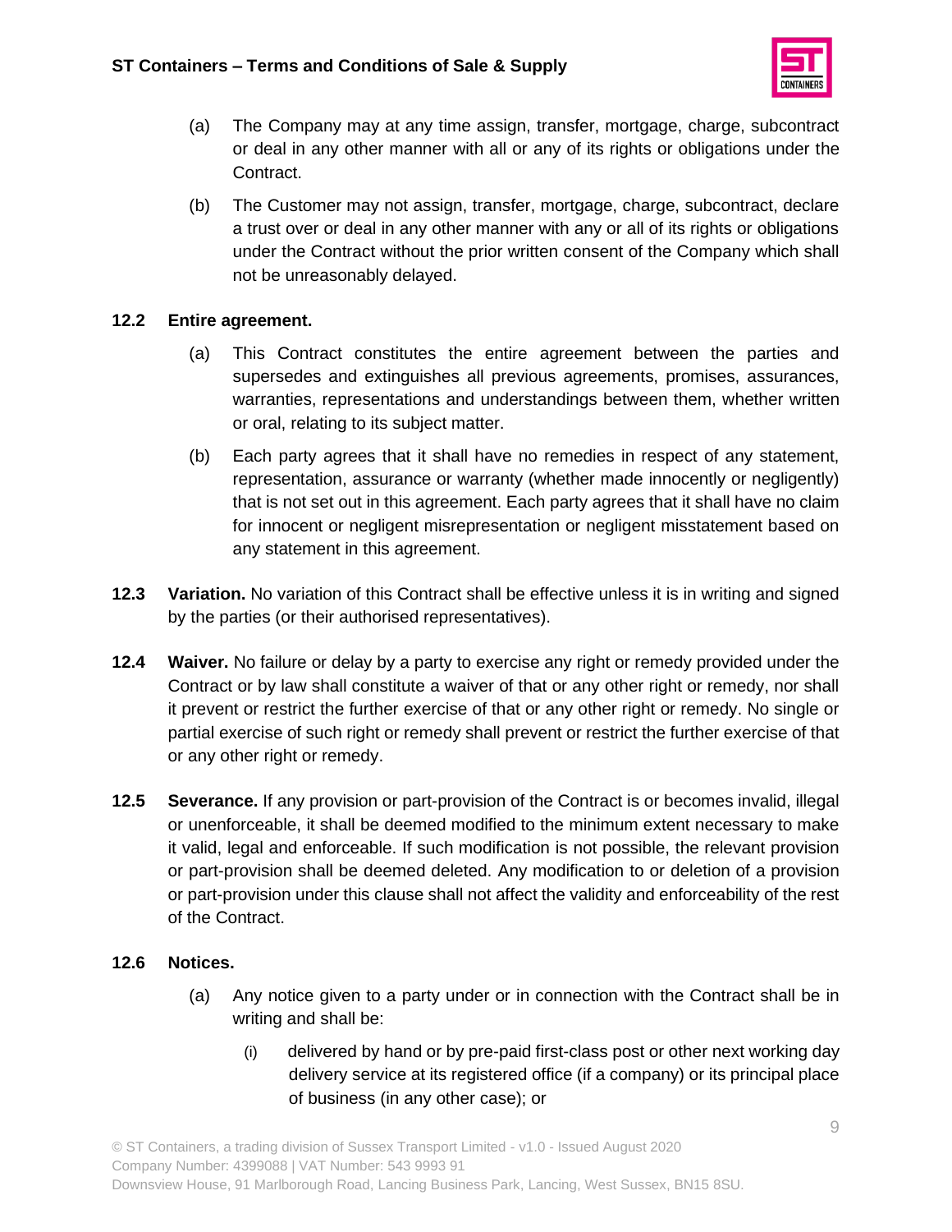(a) The Company may at any time assign, transfer, mortgage, charge, subcontract or deal in any other manner with all or any of its rights or obligations under the Contract.

(b) The Customer may not assign, transfer, mortgage, charge, subcontract, declare a trust over or deal in any other manner with any or all of its rights or obligations under the Contract without the prior written consent of the Company which shall not be unreasonably delayed.

**12.2 Entire agreement.**

(a) This Contract constitutes the entire agreement between the parties and supersedes and extinguishes all previous agreements, promises, assurances, warranties, representations and understandings between them, whether written or oral, relating to its subject matter.

(b) Each party agrees that it shall have no remedies in respect of any statement, representation, assurance or warranty (whether made innocently or negligently) that is not set out in this agreement. Each party agrees that it shall have no claim for innocent or negligent misrepresentation or negligent misstatement based on any statement in this agreement.

**12.3 Variation.** No variation of this Contract shall be effective unless it is in writing and signed by the parties (or their authorised representatives).

**12.4 Waiver.** No failure or delay by a party to exercise any right or remedy provided under the Contract or by law shall constitute a waiver of that or any other right or remedy, nor shall it prevent or restrict the further exercise of that or any other right or remedy. No single or partial exercise of such right or remedy shall prevent or restrict the further exercise of that or any other right or remedy.

**12.5 Severance.** If any provision or part-provision of the Contract is or becomes invalid, illegal or unenforceable, it shall be deemed modified to the minimum extent necessary to make it valid, legal and enforceable. If such modification is not possible, the relevant provision or part-provision shall be deemed deleted. Any modification to or deletion of a provision or part-provision under this clause shall not affect the validity and enforceability of the rest of the Contract.

**12.6 Notices.**

(a) Any notice given to a party under or in connection with the Contract shall be in writing and shall be:

(i) delivered by hand or by pre-paid first-class post or other next working day delivery service at its registered office (if a company) or its principal place of business (in any other case); or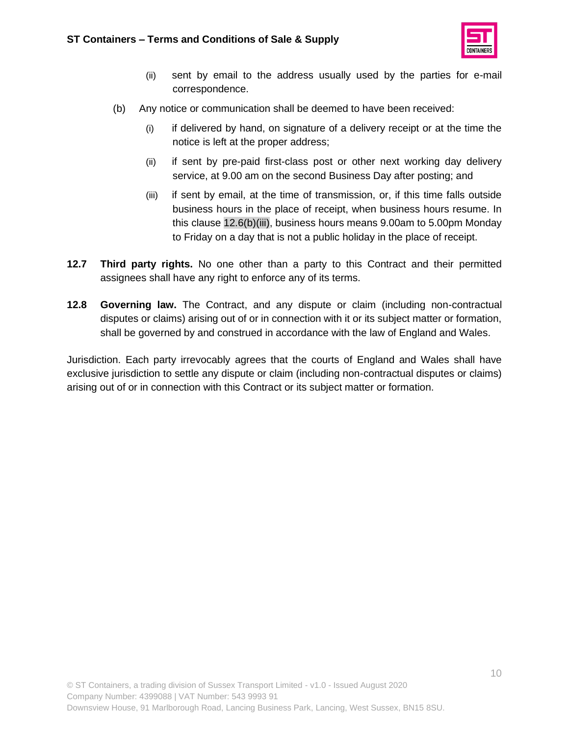(ii) sent by email to the address usually used by the parties for e-mail correspondence.

(b) Any notice or communication shall be deemed to have been received:

(i) if delivered by hand, on signature of a delivery receipt or at the time the notice is left at the proper address;

(ii) if sent by pre-paid first-class post or other next working day delivery service, at 9.00 am on the second Business Day after posting; and

(iii) if sent by email, at the time of transmission, or, if this time falls outside business hours in the place of receipt, when business hours resume. In this clause 12.6(b)(iii), business hours means 9.00am to 5.00pm Monday to Friday on a day that is not a public holiday in the place of receipt.

**12.7 Third party rights.** No one other than a party to this Contract and their permitted assignees shall have any right to enforce any of its terms.

**12.8 Governing law.** The Contract, and any dispute or claim (including non-contractual disputes or claims) arising out of or in connection with it or its subject matter or formation, shall be governed by and construed in accordance with the law of England and Wales.

Jurisdiction. Each party irrevocably agrees that the courts of England and Wales shall have exclusive jurisdiction to settle any dispute or claim (including non-contractual disputes or claims) arising out of or in connection with this Contract or its subject matter or formation.